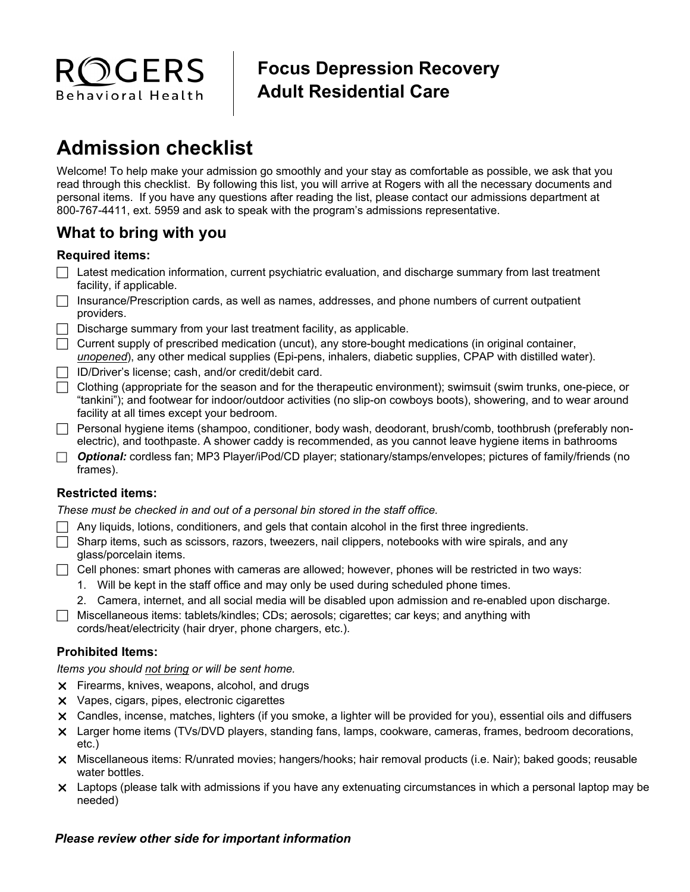ROGERS Behavioral Health

**Focus Depression Recovery**
**Adult Residential Care**

# Admission checklist

Welcome! To help make your admission go smoothly and your stay as comfortable as possible, we ask that you read through this checklist. By following this list, you will arrive at Rogers with all the necessary documents and personal items. If you have any questions after reading the list, please contact our admissions department at 800-767-4411, ext. 5959 and ask to speak with the program's admissions representative.

## What to bring with you

### Required items:

- ☐ Latest medication information, current psychiatric evaluation, and discharge summary from last treatment facility, if applicable.
- ☐ Insurance/Prescription cards, as well as names, addresses, and phone numbers of current outpatient providers.
- ☐ Discharge summary from your last treatment facility, as applicable.
- ☐ Current supply of prescribed medication (uncut), any store-bought medications (in original container, ***unopened***), any other medical supplies (Epi-pens, inhalers, diabetic supplies, CPAP with distilled water).
- ☐ ID/Driver's license; cash, and/or credit/debit card.
- ☐ Clothing (appropriate for the season and for the therapeutic environment); swimsuit (swim trunks, one-piece, or "tankini"); and footwear for indoor/outdoor activities (no slip-on cowboys boots), showering, and to wear around facility at all times except your bedroom.
- ☐ Personal hygiene items (shampoo, conditioner, body wash, deodorant, brush/comb, toothbrush (preferably non-electric), and toothpaste. A shower caddy is recommended, as you cannot leave hygiene items in bathrooms
- ☐ ***Optional:*** cordless fan; MP3 Player/iPod/CD player; stationary/stamps/envelopes; pictures of family/friends (no frames).

### Restricted items:

*These must be checked in and out of a personal bin stored in the staff office.*

- ☐ Any liquids, lotions, conditioners, and gels that contain alcohol in the first three ingredients.
- ☐ Sharp items, such as scissors, razors, tweezers, nail clippers, notebooks with wire spirals, and any glass/porcelain items.
- ☐ Cell phones: smart phones with cameras are allowed; however, phones will be restricted in two ways:
  1. Will be kept in the staff office and may only be used during scheduled phone times.
  2. Camera, internet, and all social media will be disabled upon admission and re-enabled upon discharge.
- ☐ Miscellaneous items: tablets/kindles; CDs; aerosols; cigarettes; car keys; and anything with cords/heat/electricity (hair dryer, phone chargers, etc.).

### Prohibited Items:

*Items you should not bring or will be sent home.*

- ✕ Firearms, knives, weapons, alcohol, and drugs
- ✕ Vapes, cigars, pipes, electronic cigarettes
- ✕ Candles, incense, matches, lighters (if you smoke, a lighter will be provided for you), essential oils and diffusers
- ✕ Larger home items (TVs/DVD players, standing fans, lamps, cookware, cameras, frames, bedroom decorations, etc.)
- ✕ Miscellaneous items: R/unrated movies; hangers/hooks; hair removal products (i.e. Nair); baked goods; reusable water bottles.
- ✕ Laptops (please talk with admissions if you have any extenuating circumstances in which a personal laptop may be needed)

***Please review other side for important information***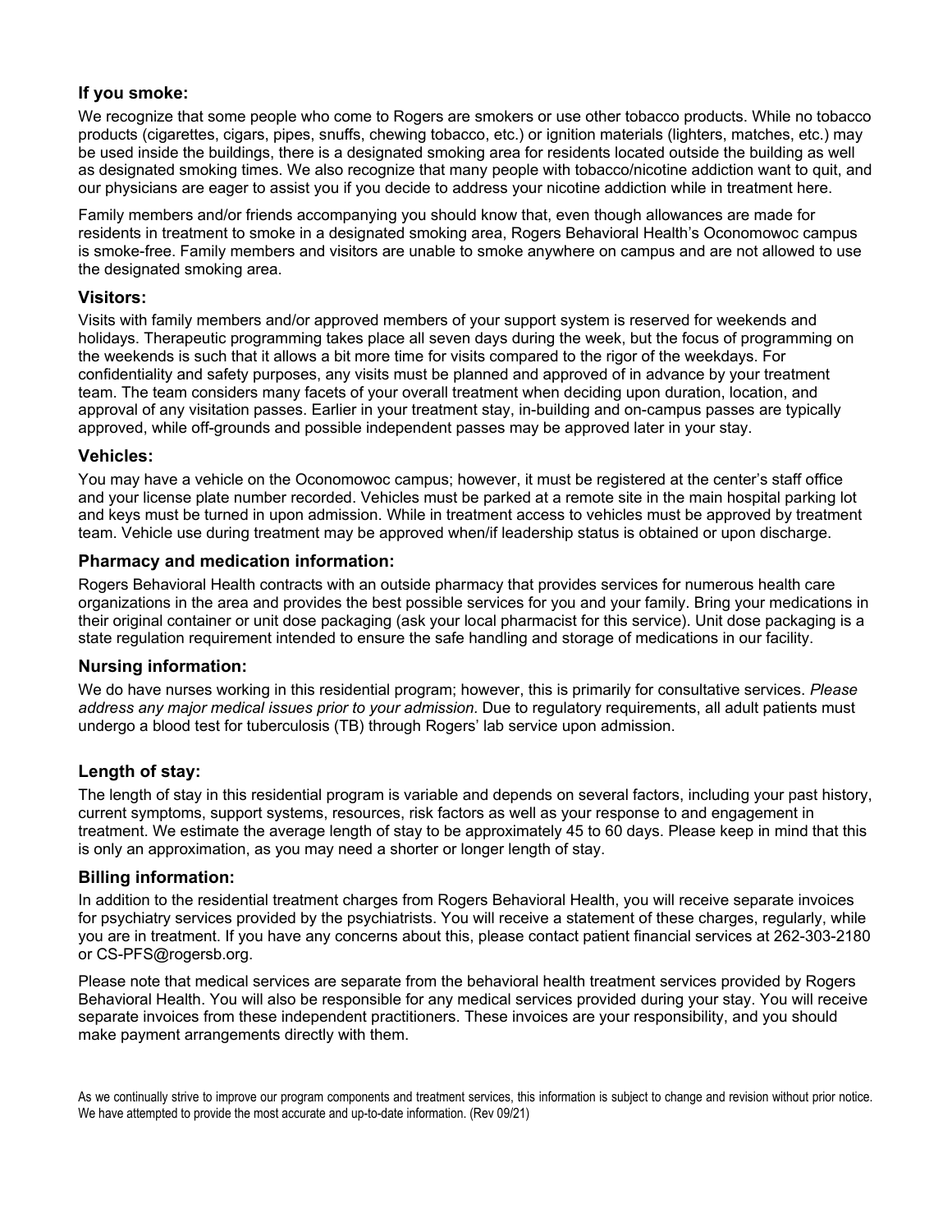### If you smoke:

We recognize that some people who come to Rogers are smokers or use other tobacco products. While no tobacco products (cigarettes, cigars, pipes, snuffs, chewing tobacco, etc.) or ignition materials (lighters, matches, etc.) may be used inside the buildings, there is a designated smoking area for residents located outside the building as well as designated smoking times. We also recognize that many people with tobacco/nicotine addiction want to quit, and our physicians are eager to assist you if you decide to address your nicotine addiction while in treatment here.

Family members and/or friends accompanying you should know that, even though allowances are made for residents in treatment to smoke in a designated smoking area, Rogers Behavioral Health's Oconomowoc campus is smoke-free. Family members and visitors are unable to smoke anywhere on campus and are not allowed to use the designated smoking area.

### Visitors:

Visits with family members and/or approved members of your support system is reserved for weekends and holidays. Therapeutic programming takes place all seven days during the week, but the focus of programming on the weekends is such that it allows a bit more time for visits compared to the rigor of the weekdays. For confidentiality and safety purposes, any visits must be planned and approved of in advance by your treatment team. The team considers many facets of your overall treatment when deciding upon duration, location, and approval of any visitation passes. Earlier in your treatment stay, in-building and on-campus passes are typically approved, while off-grounds and possible independent passes may be approved later in your stay.

### Vehicles:

You may have a vehicle on the Oconomowoc campus; however, it must be registered at the center's staff office and your license plate number recorded. Vehicles must be parked at a remote site in the main hospital parking lot and keys must be turned in upon admission. While in treatment access to vehicles must be approved by treatment team. Vehicle use during treatment may be approved when/if leadership status is obtained or upon discharge.

### Pharmacy and medication information:

Rogers Behavioral Health contracts with an outside pharmacy that provides services for numerous health care organizations in the area and provides the best possible services for you and your family. Bring your medications in their original container or unit dose packaging (ask your local pharmacist for this service). Unit dose packaging is a state regulation requirement intended to ensure the safe handling and storage of medications in our facility.

### Nursing information:

We do have nurses working in this residential program; however, this is primarily for consultative services. *Please address any major medical issues prior to your admission.* Due to regulatory requirements, all adult patients must undergo a blood test for tuberculosis (TB) through Rogers' lab service upon admission.

### Length of stay:

The length of stay in this residential program is variable and depends on several factors, including your past history, current symptoms, support systems, resources, risk factors as well as your response to and engagement in treatment. We estimate the average length of stay to be approximately 45 to 60 days. Please keep in mind that this is only an approximation, as you may need a shorter or longer length of stay.

### Billing information:

In addition to the residential treatment charges from Rogers Behavioral Health, you will receive separate invoices for psychiatry services provided by the psychiatrists. You will receive a statement of these charges, regularly, while you are in treatment. If you have any concerns about this, please contact patient financial services at 262-303-2180 or CS-PFS@rogersb.org.

Please note that medical services are separate from the behavioral health treatment services provided by Rogers Behavioral Health. You will also be responsible for any medical services provided during your stay. You will receive separate invoices from these independent practitioners. These invoices are your responsibility, and you should make payment arrangements directly with them.

As we continually strive to improve our program components and treatment services, this information is subject to change and revision without prior notice. We have attempted to provide the most accurate and up-to-date information. (Rev 09/21)